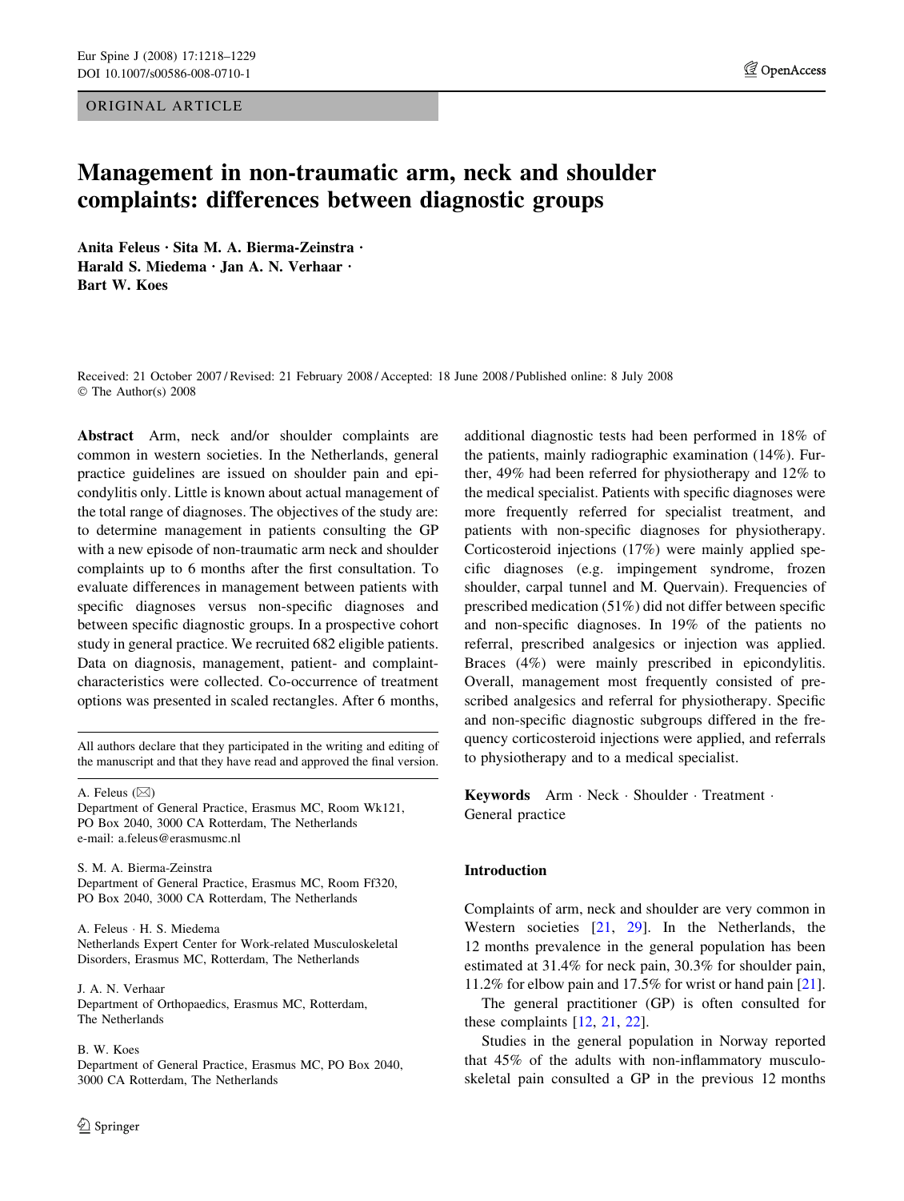ORIGINAL ARTICLE

# Management in non-traumatic arm, neck and shoulder complaints: differences between diagnostic groups

**Anita Feleus · Sita M. A. Bierma-Zeinstra · Harald S. Miedema · Jan A. N. Verhaar · Bart W. Koes**

Received: 21 October 2007 / Revised: 21 February 2008 / Accepted: 18 June 2008 / Published online: 8 July 2008
© The Author(s) 2008

**Abstract** Arm, neck and/or shoulder complaints are common in western societies. In the Netherlands, general practice guidelines are issued on shoulder pain and epicondylitis only. Little is known about actual management of the total range of diagnoses. The objectives of the study are: to determine management in patients consulting the GP with a new episode of non-traumatic arm neck and shoulder complaints up to 6 months after the first consultation. To evaluate differences in management between patients with specific diagnoses versus non-specific diagnoses and between specific diagnostic groups. In a prospective cohort study in general practice. We recruited 682 eligible patients. Data on diagnosis, management, patient- and complaint-characteristics were collected. Co-occurrence of treatment options was presented in scaled rectangles. After 6 months, additional diagnostic tests had been performed in 18% of the patients, mainly radiographic examination (14%). Further, 49% had been referred for physiotherapy and 12% to the medical specialist. Patients with specific diagnoses were more frequently referred for specialist treatment, and patients with non-specific diagnoses for physiotherapy. Corticosteroid injections (17%) were mainly applied specific diagnoses (e.g. impingement syndrome, frozen shoulder, carpal tunnel and M. Quervain). Frequencies of prescribed medication (51%) did not differ between specific and non-specific diagnoses. In 19% of the patients no referral, prescribed analgesics or injection was applied. Braces (4%) were mainly prescribed in epicondylitis. Overall, management most frequently consisted of prescribed analgesics and referral for physiotherapy. Specific and non-specific diagnostic subgroups differed in the frequency corticosteroid injections were applied, and referrals to physiotherapy and to a medical specialist.

**Keywords** Arm · Neck · Shoulder · Treatment · General practice

All authors declare that they participated in the writing and editing of the manuscript and that they have read and approved the final version.

A. Feleus (✉)
Department of General Practice, Erasmus MC, Room Wk121, PO Box 2040, 3000 CA Rotterdam, The Netherlands
e-mail: a.feleus@erasmusmc.nl

S. M. A. Bierma-Zeinstra
Department of General Practice, Erasmus MC, Room Ff320, PO Box 2040, 3000 CA Rotterdam, The Netherlands

A. Feleus · H. S. Miedema
Netherlands Expert Center for Work-related Musculoskeletal Disorders, Erasmus MC, Rotterdam, The Netherlands

J. A. N. Verhaar
Department of Orthopaedics, Erasmus MC, Rotterdam, The Netherlands

B. W. Koes
Department of General Practice, Erasmus MC, PO Box 2040, 3000 CA Rotterdam, The Netherlands

## Introduction

Complaints of arm, neck and shoulder are very common in Western societies [21, 29]. In the Netherlands, the 12 months prevalence in the general population has been estimated at 31.4% for neck pain, 30.3% for shoulder pain, 11.2% for elbow pain and 17.5% for wrist or hand pain [21].

The general practitioner (GP) is often consulted for these complaints [12, 21, 22].

Studies in the general population in Norway reported that 45% of the adults with non-inflammatory musculoskeletal pain consulted a GP in the previous 12 months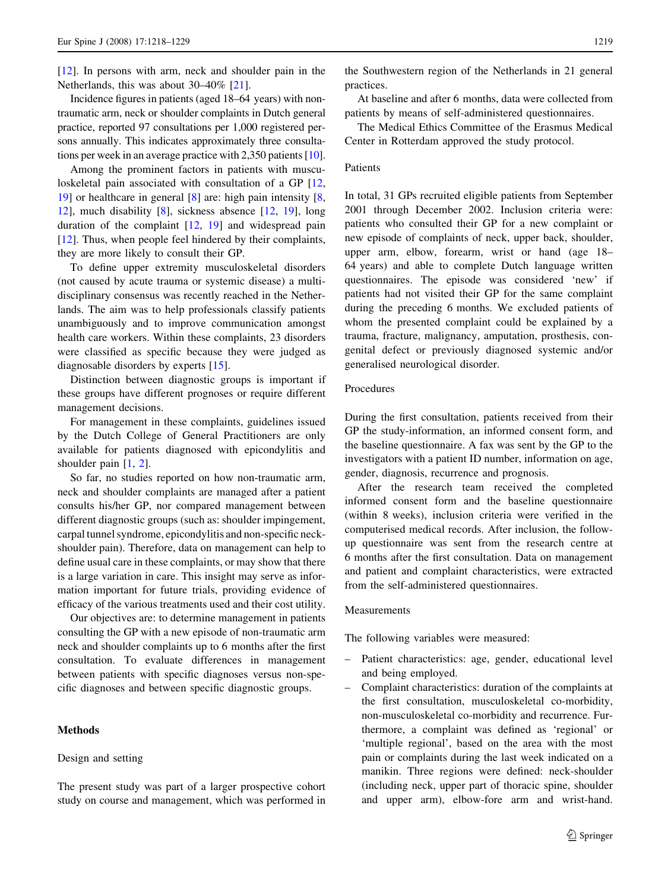[12]. In persons with arm, neck and shoulder pain in the Netherlands, this was about 30–40% [21].

Incidence figures in patients (aged 18–64 years) with non-traumatic arm, neck or shoulder complaints in Dutch general practice, reported 97 consultations per 1,000 registered persons annually. This indicates approximately three consultations per week in an average practice with 2,350 patients [10].

Among the prominent factors in patients with musculoskeletal pain associated with consultation of a GP [12, 19] or healthcare in general [8] are: high pain intensity [8, 12], much disability [8], sickness absence [12, 19], long duration of the complaint [12, 19] and widespread pain [12]. Thus, when people feel hindered by their complaints, they are more likely to consult their GP.

To define upper extremity musculoskeletal disorders (not caused by acute trauma or systemic disease) a multidisciplinary consensus was recently reached in the Netherlands. The aim was to help professionals classify patients unambiguously and to improve communication amongst health care workers. Within these complaints, 23 disorders were classified as specific because they were judged as diagnosable disorders by experts [15].

Distinction between diagnostic groups is important if these groups have different prognoses or require different management decisions.

For management in these complaints, guidelines issued by the Dutch College of General Practitioners are only available for patients diagnosed with epicondylitis and shoulder pain [1, 2].

So far, no studies reported on how non-traumatic arm, neck and shoulder complaints are managed after a patient consults his/her GP, nor compared management between different diagnostic groups (such as: shoulder impingement, carpal tunnel syndrome, epicondylitis and non-specific neck-shoulder pain). Therefore, data on management can help to define usual care in these complaints, or may show that there is a large variation in care. This insight may serve as information important for future trials, providing evidence of efficacy of the various treatments used and their cost utility.

Our objectives are: to determine management in patients consulting the GP with a new episode of non-traumatic arm neck and shoulder complaints up to 6 months after the first consultation. To evaluate differences in management between patients with specific diagnoses versus non-specific diagnoses and between specific diagnostic groups.

## Methods

### Design and setting

The present study was part of a larger prospective cohort study on course and management, which was performed in the Southwestern region of the Netherlands in 21 general practices.

At baseline and after 6 months, data were collected from patients by means of self-administered questionnaires.

The Medical Ethics Committee of the Erasmus Medical Center in Rotterdam approved the study protocol.

### Patients

In total, 31 GPs recruited eligible patients from September 2001 through December 2002. Inclusion criteria were: patients who consulted their GP for a new complaint or new episode of complaints of neck, upper back, shoulder, upper arm, elbow, forearm, wrist or hand (age 18–64 years) and able to complete Dutch language written questionnaires. The episode was considered 'new' if patients had not visited their GP for the same complaint during the preceding 6 months. We excluded patients of whom the presented complaint could be explained by a trauma, fracture, malignancy, amputation, prosthesis, congenital defect or previously diagnosed systemic and/or generalised neurological disorder.

### Procedures

During the first consultation, patients received from their GP the study-information, an informed consent form, and the baseline questionnaire. A fax was sent by the GP to the investigators with a patient ID number, information on age, gender, diagnosis, recurrence and prognosis.

After the research team received the completed informed consent form and the baseline questionnaire (within 8 weeks), inclusion criteria were verified in the computerised medical records. After inclusion, the follow-up questionnaire was sent from the research centre at 6 months after the first consultation. Data on management and patient and complaint characteristics, were extracted from the self-administered questionnaires.

### Measurements

The following variables were measured:

- Patient characteristics: age, gender, educational level and being employed.
- Complaint characteristics: duration of the complaints at the first consultation, musculoskeletal co-morbidity, non-musculoskeletal co-morbidity and recurrence. Furthermore, a complaint was defined as 'regional' or 'multiple regional', based on the area with the most pain or complaints during the last week indicated on a manikin. Three regions were defined: neck-shoulder (including neck, upper part of thoracic spine, shoulder and upper arm), elbow-fore arm and wrist-hand.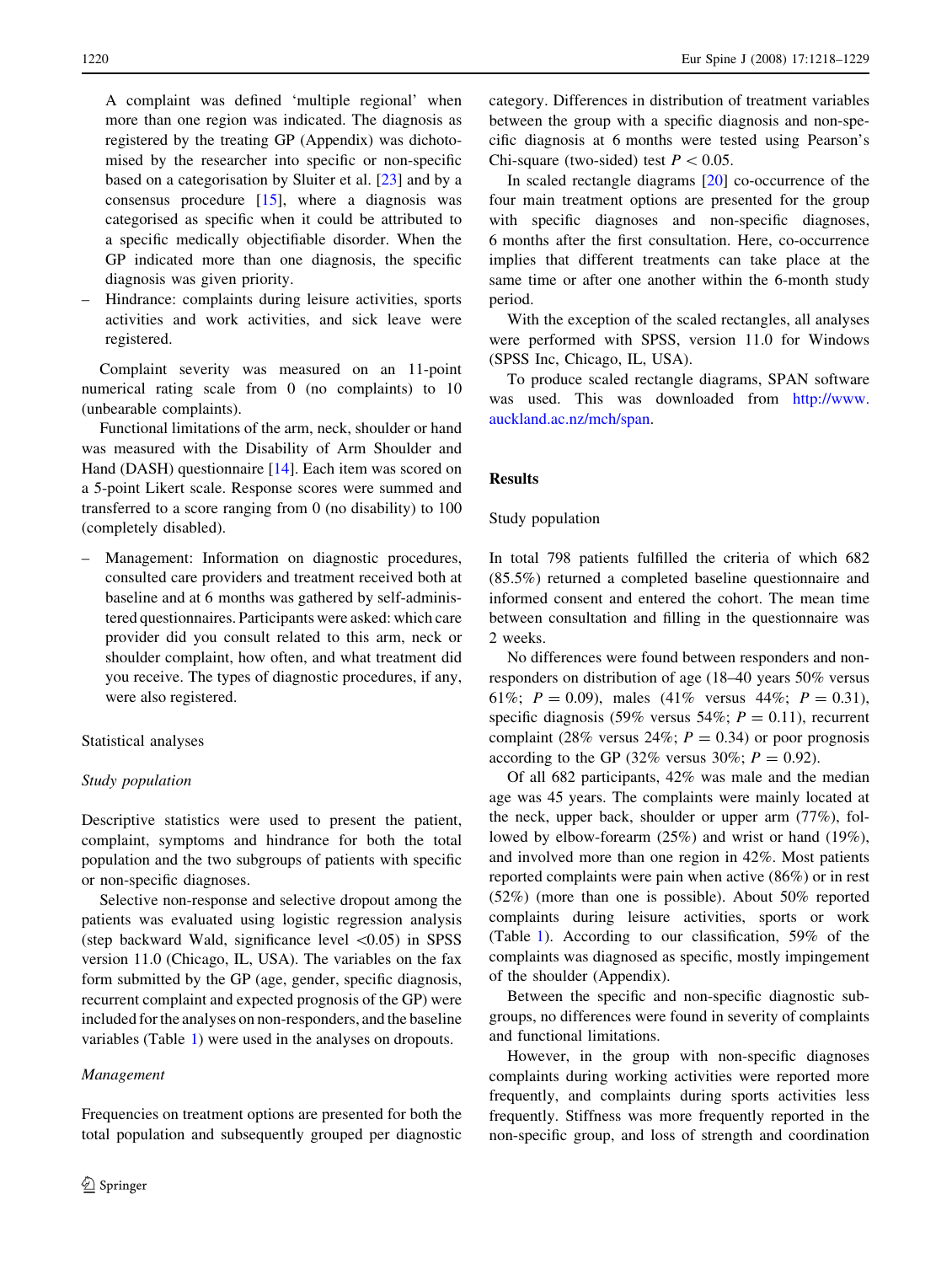A complaint was defined 'multiple regional' when more than one region was indicated. The diagnosis as registered by the treating GP (Appendix) was dichotomised by the researcher into specific or non-specific based on a categorisation by Sluiter et al. [23] and by a consensus procedure [15], where a diagnosis was categorised as specific when it could be attributed to a specific medically objectifiable disorder. When the GP indicated more than one diagnosis, the specific diagnosis was given priority.

- Hindrance: complaints during leisure activities, sports activities and work activities, and sick leave were registered.

Complaint severity was measured on an 11-point numerical rating scale from 0 (no complaints) to 10 (unbearable complaints).

Functional limitations of the arm, neck, shoulder or hand was measured with the Disability of Arm Shoulder and Hand (DASH) questionnaire [14]. Each item was scored on a 5-point Likert scale. Response scores were summed and transferred to a score ranging from 0 (no disability) to 100 (completely disabled).

- Management: Information on diagnostic procedures, consulted care providers and treatment received both at baseline and at 6 months was gathered by self-administered questionnaires. Participants were asked: which care provider did you consult related to this arm, neck or shoulder complaint, how often, and what treatment did you receive. The types of diagnostic procedures, if any, were also registered.

### Statistical analyses

#### *Study population*

Descriptive statistics were used to present the patient, complaint, symptoms and hindrance for both the total population and the two subgroups of patients with specific or non-specific diagnoses.

Selective non-response and selective dropout among the patients was evaluated using logistic regression analysis (step backward Wald, significance level <0.05) in SPSS version 11.0 (Chicago, IL, USA). The variables on the fax form submitted by the GP (age, gender, specific diagnosis, recurrent complaint and expected prognosis of the GP) were included for the analyses on non-responders, and the baseline variables (Table 1) were used in the analyses on dropouts.

#### *Management*

Frequencies on treatment options are presented for both the total population and subsequently grouped per diagnostic category. Differences in distribution of treatment variables between the group with a specific diagnosis and non-specific diagnosis at 6 months were tested using Pearson's Chi-square (two-sided) test $P < 0.05$.

In scaled rectangle diagrams [20] co-occurrence of the four main treatment options are presented for the group with specific diagnoses and non-specific diagnoses, 6 months after the first consultation. Here, co-occurrence implies that different treatments can take place at the same time or after one another within the 6-month study period.

With the exception of the scaled rectangles, all analyses were performed with SPSS, version 11.0 for Windows (SPSS Inc, Chicago, IL, USA).

To produce scaled rectangle diagrams, SPAN software was used. This was downloaded from http://www.auckland.ac.nz/mch/span.

## Results

### Study population

In total 798 patients fulfilled the criteria of which 682 (85.5%) returned a completed baseline questionnaire and informed consent and entered the cohort. The mean time between consultation and filling in the questionnaire was 2 weeks.

No differences were found between responders and non-responders on distribution of age (18–40 years 50% versus 61%; $P = 0.09$), males (41% versus 44%; $P = 0.31$), specific diagnosis (59% versus 54%; $P = 0.11$), recurrent complaint (28% versus 24%; $P = 0.34$) or poor prognosis according to the GP (32% versus 30%; $P = 0.92$).

Of all 682 participants, 42% was male and the median age was 45 years. The complaints were mainly located at the neck, upper back, shoulder or upper arm (77%), followed by elbow-forearm (25%) and wrist or hand (19%), and involved more than one region in 42%. Most patients reported complaints were pain when active (86%) or in rest (52%) (more than one is possible). About 50% reported complaints during leisure activities, sports or work (Table 1). According to our classification, 59% of the complaints was diagnosed as specific, mostly impingement of the shoulder (Appendix).

Between the specific and non-specific diagnostic subgroups, no differences were found in severity of complaints and functional limitations.

However, in the group with non-specific diagnoses complaints during working activities were reported more frequently, and complaints during sports activities less frequently. Stiffness was more frequently reported in the non-specific group, and loss of strength and coordination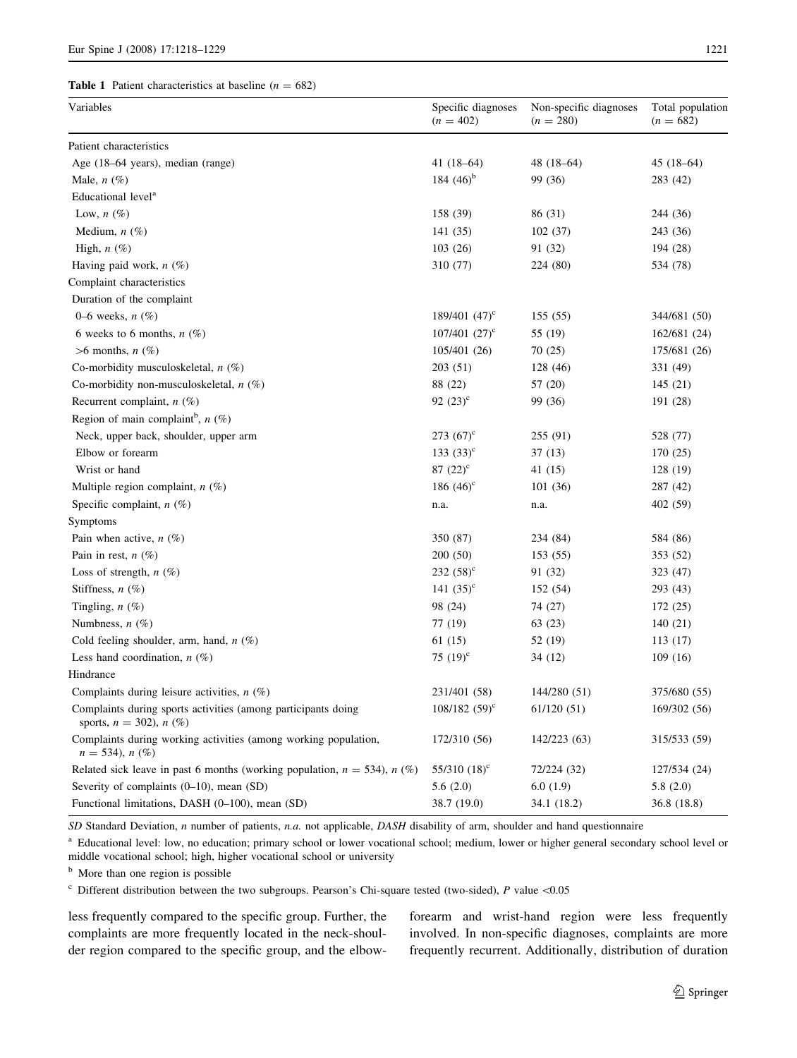**Table 1** Patient characteristics at baseline ($n = 682$)

| Variables | Specific diagnoses ($n = 402$) | Non-specific diagnoses ($n = 280$) | Total population ($n = 682$) |
|---|---|---|---|
| Patient characteristics | | | |
| Age (18–64 years), median (range) | 41 (18–64) | 48 (18–64) | 45 (18–64) |
| Male, $n$ (%) | 184 (46)[b] | 99 (36) | 283 (42) |
| Educational level[a] | | | |
| Low, $n$ (%) | 158 (39) | 86 (31) | 244 (36) |
| Medium, $n$ (%) | 141 (35) | 102 (37) | 243 (36) |
| High, $n$ (%) | 103 (26) | 91 (32) | 194 (28) |
| Having paid work, $n$ (%) | 310 (77) | 224 (80) | 534 (78) |
| Complaint characteristics | | | |
| Duration of the complaint | | | |
| 0–6 weeks, $n$ (%) | 189/401 (47)[c] | 155 (55) | 344/681 (50) |
| 6 weeks to 6 months, $n$ (%) | 107/401 (27)[c] | 55 (19) | 162/681 (24) |
| >6 months, $n$ (%) | 105/401 (26) | 70 (25) | 175/681 (26) |
| Co-morbidity musculoskeletal, $n$ (%) | 203 (51) | 128 (46) | 331 (49) |
| Co-morbidity non-musculoskeletal, $n$ (%) | 88 (22) | 57 (20) | 145 (21) |
| Recurrent complaint, $n$ (%) | 92 (23)[c] | 99 (36) | 191 (28) |
| Region of main complaint[b], $n$ (%) | | | |
| Neck, upper back, shoulder, upper arm | 273 (67)[c] | 255 (91) | 528 (77) |
| Elbow or forearm | 133 (33)[c] | 37 (13) | 170 (25) |
| Wrist or hand | 87 (22)[c] | 41 (15) | 128 (19) |
| Multiple region complaint, $n$ (%) | 186 (46)[c] | 101 (36) | 287 (42) |
| Specific complaint, $n$ (%) | n.a. | n.a. | 402 (59) |
| Symptoms | | | |
| Pain when active, $n$ (%) | 350 (87) | 234 (84) | 584 (86) |
| Pain in rest, $n$ (%) | 200 (50) | 153 (55) | 353 (52) |
| Loss of strength, $n$ (%) | 232 (58)[c] | 91 (32) | 323 (47) |
| Stiffness, $n$ (%) | 141 (35)[c] | 152 (54) | 293 (43) |
| Tingling, $n$ (%) | 98 (24) | 74 (27) | 172 (25) |
| Numbness, $n$ (%) | 77 (19) | 63 (23) | 140 (21) |
| Cold feeling shoulder, arm, hand, $n$ (%) | 61 (15) | 52 (19) | 113 (17) |
| Less hand coordination, $n$ (%) | 75 (19)[c] | 34 (12) | 109 (16) |
| Hindrance | | | |
| Complaints during leisure activities, $n$ (%) | 231/401 (58) | 144/280 (51) | 375/680 (55) |
| Complaints during sports activities (among participants doing sports, $n = 302$), $n$ (%) | 108/182 (59)[c] | 61/120 (51) | 169/302 (56) |
| Complaints during working activities (among working population, $n = 534$), $n$ (%) | 172/310 (56) | 142/223 (63) | 315/533 (59) |
| Related sick leave in past 6 months (working population, $n = 534$), $n$ (%) | 55/310 (18)[c] | 72/224 (32) | 127/534 (24) |
| Severity of complaints (0–10), mean (SD) | 5.6 (2.0) | 6.0 (1.9) | 5.8 (2.0) |
| Functional limitations, DASH (0–100), mean (SD) | 38.7 (19.0) | 34.1 (18.2) | 36.8 (18.8) |

*SD* Standard Deviation, *n* number of patients, *n.a.* not applicable, *DASH* disability of arm, shoulder and hand questionnaire

[a] Educational level: low, no education; primary school or lower vocational school; medium, lower or higher general secondary school level or middle vocational school; high, higher vocational school or university

[b] More than one region is possible

[c] Different distribution between the two subgroups. Pearson's Chi-square tested (two-sided), $P$ value <0.05

less frequently compared to the specific group. Further, the complaints are more frequently located in the neck-shoulder region compared to the specific group, and the elbow-forearm and wrist-hand region were less frequently involved. In non-specific diagnoses, complaints are more frequently recurrent. Additionally, distribution of duration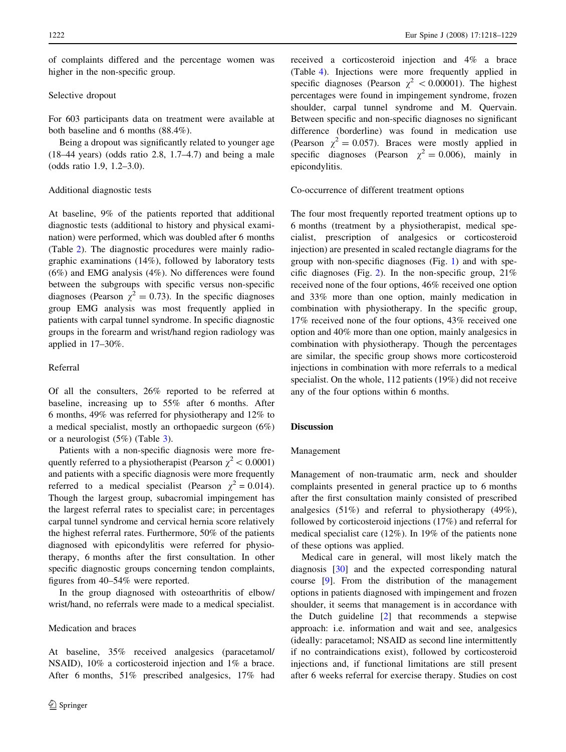of complaints differed and the percentage women was higher in the non-specific group.

### Selective dropout

For 603 participants data on treatment were available at both baseline and 6 months (88.4%).

Being a dropout was significantly related to younger age (18–44 years) (odds ratio 2.8, 1.7–4.7) and being a male (odds ratio 1.9, 1.2–3.0).

### Additional diagnostic tests

At baseline, 9% of the patients reported that additional diagnostic tests (additional to history and physical examination) were performed, which was doubled after 6 months (Table 2). The diagnostic procedures were mainly radiographic examinations (14%), followed by laboratory tests (6%) and EMG analysis (4%). No differences were found between the subgroups with specific versus non-specific diagnoses (Pearson $\chi^2 = 0.73$). In the specific diagnoses group EMG analysis was most frequently applied in patients with carpal tunnel syndrome. In specific diagnostic groups in the forearm and wrist/hand region radiology was applied in 17–30%.

### Referral

Of all the consulters, 26% reported to be referred at baseline, increasing up to 55% after 6 months. After 6 months, 49% was referred for physiotherapy and 12% to a medical specialist, mostly an orthopaedic surgeon (6%) or a neurologist (5%) (Table 3).

Patients with a non-specific diagnosis were more frequently referred to a physiotherapist (Pearson $\chi^2 < 0.0001$) and patients with a specific diagnosis were more frequently referred to a medical specialist (Pearson $\chi^2 = 0.014$). Though the largest group, subacromial impingement has the largest referral rates to specialist care; in percentages carpal tunnel syndrome and cervical hernia score relatively the highest referral rates. Furthermore, 50% of the patients diagnosed with epicondylitis were referred for physiotherapy, 6 months after the first consultation. In other specific diagnostic groups concerning tendon complaints, figures from 40–54% were reported.

In the group diagnosed with osteoarthritis of elbow/wrist/hand, no referrals were made to a medical specialist.

### Medication and braces

At baseline, 35% received analgesics (paracetamol/NSAID), 10% a corticosteroid injection and 1% a brace. After 6 months, 51% prescribed analgesics, 17% had received a corticosteroid injection and 4% a brace (Table 4). Injections were more frequently applied in specific diagnoses (Pearson $\chi^2 < 0.00001$). The highest percentages were found in impingement syndrome, frozen shoulder, carpal tunnel syndrome and M. Quervain. Between specific and non-specific diagnoses no significant difference (borderline) was found in medication use (Pearson $\chi^2 = 0.057$). Braces were mostly applied in specific diagnoses (Pearson $\chi^2 = 0.006$), mainly in epicondylitis.

### Co-occurrence of different treatment options

The four most frequently reported treatment options up to 6 months (treatment by a physiotherapist, medical specialist, prescription of analgesics or corticosteroid injection) are presented in scaled rectangle diagrams for the group with non-specific diagnoses (Fig. 1) and with specific diagnoses (Fig. 2). In the non-specific group, 21% received none of the four options, 46% received one option and 33% more than one option, mainly medication in combination with physiotherapy. In the specific group, 17% received none of the four options, 43% received one option and 40% more than one option, mainly analgesics in combination with physiotherapy. Though the percentages are similar, the specific group shows more corticosteroid injections in combination with more referrals to a medical specialist. On the whole, 112 patients (19%) did not receive any of the four options within 6 months.

## Discussion

### Management

Management of non-traumatic arm, neck and shoulder complaints presented in general practice up to 6 months after the first consultation mainly consisted of prescribed analgesics (51%) and referral to physiotherapy (49%), followed by corticosteroid injections (17%) and referral for medical specialist care (12%). In 19% of the patients none of these options was applied.

Medical care in general, will most likely match the diagnosis [30] and the expected corresponding natural course [9]. From the distribution of the management options in patients diagnosed with impingement and frozen shoulder, it seems that management is in accordance with the Dutch guideline [2] that recommends a stepwise approach: i.e. information and wait and see, analgesics (ideally: paracetamol; NSAID as second line intermittently if no contraindications exist), followed by corticosteroid injections and, if functional limitations are still present after 6 weeks referral for exercise therapy. Studies on cost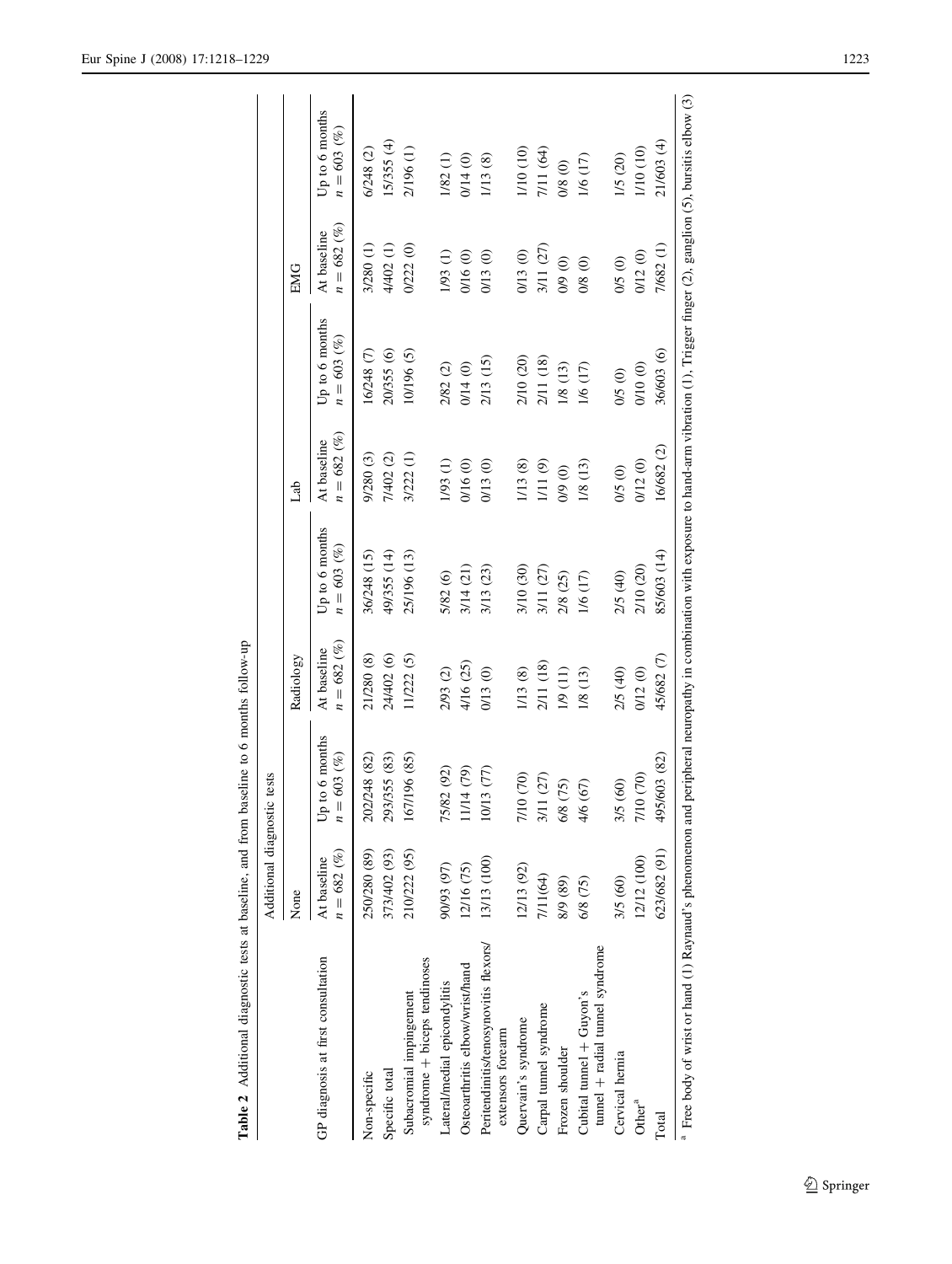**Table 2** Additional diagnostic tests at baseline, and from baseline to 6 months follow-up

| GP diagnosis at first consultation | Additional diagnostic tests | | | | | | | |
|---|---|---|---|---|---|---|---|---|
| | None | | Radiology | | Lab | | EMG | |
| | At baseline $n = 682$ (%) | Up to 6 months $n = 603$ (%) | At baseline $n = 682$ (%) | Up to 6 months $n = 603$ (%) | At baseline $n = 682$ (%) | Up to 6 months $n = 603$ (%) | At baseline $n = 682$ (%) | Up to 6 months $n = 603$ (%) |
| Non-specific | 250/280 (89) | 202/248 (82) | 21/280 (8) | 36/248 (15) | 9/280 (3) | 16/248 (7) | 3/280 (1) | 6/248 (2) |
| Specific total | 373/402 (93) | 293/355 (83) | 24/402 (6) | 49/355 (14) | 7/402 (2) | 20/355 (6) | 4/402 (1) | 15/355 (4) |
| Subacromial impingement syndrome + biceps tendinoses | 210/222 (95) | 167/196 (85) | 11/222 (5) | 25/196 (13) | 3/222 (1) | 10/196 (5) | 0/222 (0) | 2/196 (1) |
| Lateral/medial epicondylitis | 90/93 (97) | 75/82 (92) | 2/93 (2) | 5/82 (6) | 1/93 (1) | 2/82 (2) | 1/93 (1) | 1/82 (1) |
| Osteoarthritis elbow/wrist/hand | 12/16 (75) | 11/14 (79) | 4/16 (25) | 3/14 (21) | 0/16 (0) | 0/14 (0) | 0/16 (0) | 0/14 (0) |
| Peritendinitis/tenosynovitis flexors/ extensors forearm | 13/13 (100) | 10/13 (77) | 0/13 (0) | 3/13 (23) | 0/13 (0) | 2/13 (15) | 0/13 (0) | 1/13 (8) |
| Quervain's syndrome | 12/13 (92) | 7/10 (70) | 1/13 (8) | 3/10 (30) | 1/13 (8) | 2/10 (20) | 0/13 (0) | 1/10 (10) |
| Carpal tunnel syndrome | 7/11(64) | 3/11 (27) | 2/11 (18) | 3/11 (27) | 1/11 (9) | 2/11 (18) | 3/11 (27) | 7/11 (64) |
| Frozen shoulder | 8/9 (89) | 6/8 (75) | 1/9 (11) | 2/8 (25) | 0/9 (0) | 1/8 (13) | 0/9 (0) | 0/8 (0) |
| Cubital tunnel + Guyon's tunnel + radial tunnel syndrome | 6/8 (75) | 4/6 (67) | 1/8 (13) | 1/6 (17) | 1/8 (13) | 1/6 (17) | 0/8 (0) | 1/6 (17) |
| Cervical hernia | 3/5 (60) | 3/5 (60) | 2/5 (40) | 2/5 (40) | 0/5 (0) | 0/5 (0) | 0/5 (0) | 1/5 (20) |
| Other[a] | 12/12 (100) | 7/10 (70) | 0/12 (0) | 2/10 (20) | 0/12 (0) | 0/10 (0) | 0/12 (0) | 1/10 (10) |
| Total | 623/682 (91) | 495/603 (82) | 45/682 (7) | 85/603 (14) | 16/682 (2) | 36/603 (6) | 7/682 (1) | 21/603 (4) |

[a] Free body of wrist or hand (1) Raynaud's phenomenon and peripheral neuropathy in combination with exposure to hand-arm vibration (1), Trigger finger (2), ganglion (5), bursitis elbow (3)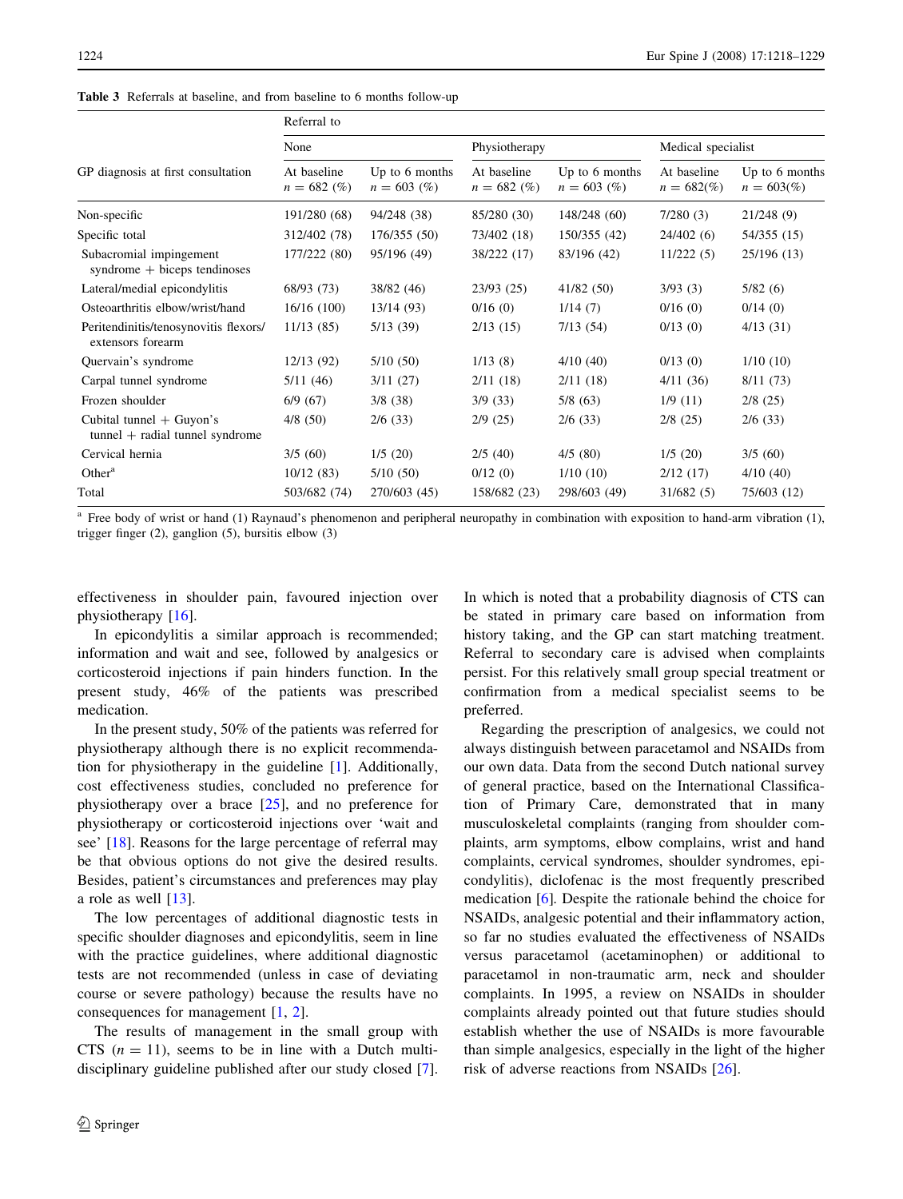**Table 3** Referrals at baseline, and from baseline to 6 months follow-up

| GP diagnosis at first consultation | Referral to | | | | | |
|---|---|---|---|---|---|---|
| | None | | Physiotherapy | | Medical specialist | |
| | At baseline $n = 682$ (%) | Up to 6 months $n = 603$ (%) | At baseline $n = 682$ (%) | Up to 6 months $n = 603$ (%) | At baseline $n = 682$(%) | Up to 6 months $n = 603$(%) |
| Non-specific | 191/280 (68) | 94/248 (38) | 85/280 (30) | 148/248 (60) | 7/280 (3) | 21/248 (9) |
| Specific total | 312/402 (78) | 176/355 (50) | 73/402 (18) | 150/355 (42) | 24/402 (6) | 54/355 (15) |
| Subacromial impingement syndrome + biceps tendinoses | 177/222 (80) | 95/196 (49) | 38/222 (17) | 83/196 (42) | 11/222 (5) | 25/196 (13) |
| Lateral/medial epicondylitis | 68/93 (73) | 38/82 (46) | 23/93 (25) | 41/82 (50) | 3/93 (3) | 5/82 (6) |
| Osteoarthritis elbow/wrist/hand | 16/16 (100) | 13/14 (93) | 0/16 (0) | 1/14 (7) | 0/16 (0) | 0/14 (0) |
| Peritendinitis/tenosynovitis flexors/ extensors forearm | 11/13 (85) | 5/13 (39) | 2/13 (15) | 7/13 (54) | 0/13 (0) | 4/13 (31) |
| Quervain's syndrome | 12/13 (92) | 5/10 (50) | 1/13 (8) | 4/10 (40) | 0/13 (0) | 1/10 (10) |
| Carpal tunnel syndrome | 5/11 (46) | 3/11 (27) | 2/11 (18) | 2/11 (18) | 4/11 (36) | 8/11 (73) |
| Frozen shoulder | 6/9 (67) | 3/8 (38) | 3/9 (33) | 5/8 (63) | 1/9 (11) | 2/8 (25) |
| Cubital tunnel + Guyon's tunnel + radial tunnel syndrome | 4/8 (50) | 2/6 (33) | 2/9 (25) | 2/6 (33) | 2/8 (25) | 2/6 (33) |
| Cervical hernia | 3/5 (60) | 1/5 (20) | 2/5 (40) | 4/5 (80) | 1/5 (20) | 3/5 (60) |
| Other[a] | 10/12 (83) | 5/10 (50) | 0/12 (0) | 1/10 (10) | 2/12 (17) | 4/10 (40) |
| Total | 503/682 (74) | 270/603 (45) | 158/682 (23) | 298/603 (49) | 31/682 (5) | 75/603 (12) |

[a] Free body of wrist or hand (1) Raynaud's phenomenon and peripheral neuropathy in combination with exposition to hand-arm vibration (1), trigger finger (2), ganglion (5), bursitis elbow (3)

effectiveness in shoulder pain, favoured injection over physiotherapy [16].

In epicondylitis a similar approach is recommended; information and wait and see, followed by analgesics or corticosteroid injections if pain hinders function. In the present study, 46% of the patients was prescribed medication.

In the present study, 50% of the patients was referred for physiotherapy although there is no explicit recommendation for physiotherapy in the guideline [1]. Additionally, cost effectiveness studies, concluded no preference for physiotherapy over a brace [25], and no preference for physiotherapy or corticosteroid injections over 'wait and see' [18]. Reasons for the large percentage of referral may be that obvious options do not give the desired results. Besides, patient's circumstances and preferences may play a role as well [13].

The low percentages of additional diagnostic tests in specific shoulder diagnoses and epicondylitis, seem in line with the practice guidelines, where additional diagnostic tests are not recommended (unless in case of deviating course or severe pathology) because the results have no consequences for management [1, 2].

The results of management in the small group with CTS ($n = 11$), seems to be in line with a Dutch multidisciplinary guideline published after our study closed [7]. In which is noted that a probability diagnosis of CTS can be stated in primary care based on information from history taking, and the GP can start matching treatment. Referral to secondary care is advised when complaints persist. For this relatively small group special treatment or confirmation from a medical specialist seems to be preferred.

Regarding the prescription of analgesics, we could not always distinguish between paracetamol and NSAIDs from our own data. Data from the second Dutch national survey of general practice, based on the International Classification of Primary Care, demonstrated that in many musculoskeletal complaints (ranging from shoulder complaints, arm symptoms, elbow complains, wrist and hand complaints, cervical syndromes, shoulder syndromes, epicondylitis), diclofenac is the most frequently prescribed medication [6]. Despite the rationale behind the choice for NSAIDs, analgesic potential and their inflammatory action, so far no studies evaluated the effectiveness of NSAIDs versus paracetamol (acetaminophen) or additional to paracetamol in non-traumatic arm, neck and shoulder complaints. In 1995, a review on NSAIDs in shoulder complaints already pointed out that future studies should establish whether the use of NSAIDs is more favourable than simple analgesics, especially in the light of the higher risk of adverse reactions from NSAIDs [26].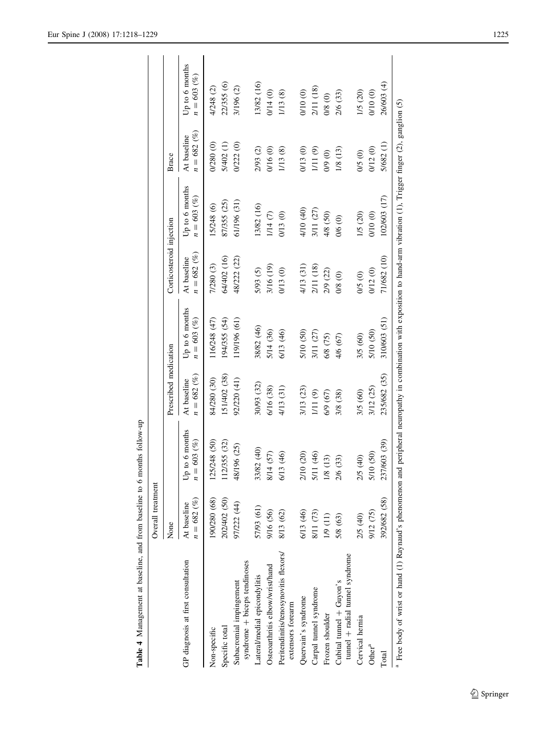**Table 4** Management at baseline, and from baseline to 6 months follow-up

| GP diagnosis at first consultation | Overall treatment | | | | | | | |
|---|---|---|---|---|---|---|---|---|
| | None | | Prescribed medication | | Corticosteroid injection | | Brace | |
| | At baseline $n = 682$ (%) | Up to 6 months $n = 603$ (%) | At baseline $n = 682$ (%) | Up to 6 months $n = 603$ (%) | At baseline $n = 682$ (%) | Up to 6 months $n = 603$ (%) | At baseline $n = 682$ (%) | Up to 6 months $n = 603$ (%) |
| Non-specific | 190/280 (68) | 125/248 (50) | 84/280 (30) | 116/248 (47) | 7/280 (3) | 15/248 (6) | 0/280 (0) | 4/248 (2) |
| Specific total | 202/402 (50) | 112/355 (32) | 151/402 (38) | 194/355 (54) | 64/402 (16) | 87/355 (25) | 5/402 (1) | 22/355 (6) |
| Subacromial impingement syndrome + biceps tendinoses | 97/222 (44) | 48/196 (25) | 92/220 (41) | 119/196 (61) | 48/222 (22) | 61/196 (31) | 0/222 (0) | 3/196 (2) |
| Lateral/medial epicondylitis | 57/93 (61) | 33/82 (40) | 30/93 (32) | 38/82 (46) | 5/93 (5) | 13/82 (16) | 2/93 (2) | 13/82 (16) |
| Osteoarthritis elbow/wrist/hand | 9/16 (56) | 8/14 (57) | 6/16 (38) | 5/14 (36) | 3/16 (19) | 1/14 (7) | 0/16 (0) | 0/14 (0) |
| Peritendinitis/tenosynovitis flexors/ extensors forearm | 8/13 (62) | 6/13 (46) | 4/13 (31) | 6/13 (46) | 0/13 (0) | 0/13 (0) | 1/13 (8) | 1/13 (8) |
| Quervain's syndrome | 6/13 (46) | 2/10 (20) | 3/13 (23) | 5/10 (50) | 4/13 (31) | 4/10 (40) | 0/13 (0) | 0/10 (0) |
| Carpal tunnel syndrome | 8/11 (73) | 5/11 (46) | 1/11 (9) | 3/11 (27) | 2/11 (18) | 3/11 (27) | 1/11 (9) | 2/11 (18) |
| Frozen shoulder | 1/9 (11) | 1/8 (13) | 6/9 (67) | 6/8 (75) | 2/9 (22) | 4/8 (50) | 0/9 (0) | 0/8 (0) |
| Cubital tunnel + Guyon's tunnel + radial tunnel syndrome | 5/8 (63) | 2/6 (33) | 3/8 (38) | 4/6 (67) | 0/8 (0) | 0/6 (0) | 1/8 (13) | 2/6 (33) |
| Cervical hernia | 2/5 (40) | 2/5 (40) | 3/5 (60) | 3/5 (60) | 0/5 (0) | 1/5 (20) | 0/5 (0) | 1/5 (20) |
| Other[a] | 9/12 (75) | 5/10 (50) | 3/12 (25) | 5/10 (50) | 0/12 (0) | 0/10 (0) | 0/12 (0) | 0/10 (0) |
| Total | 392/682 (58) | 237/603 (39) | 235/682 (35) | 310/603 (51) | 71/682 (10) | 102/603 (17) | 5/682 (1) | 26/603 (4) |

[a] Free body of wrist or hand (1) Raynaud's phenomenon and peripheral neuropathy in combination with exposition to hand-arm vibration (1), Trigger finger (2), ganglion (5)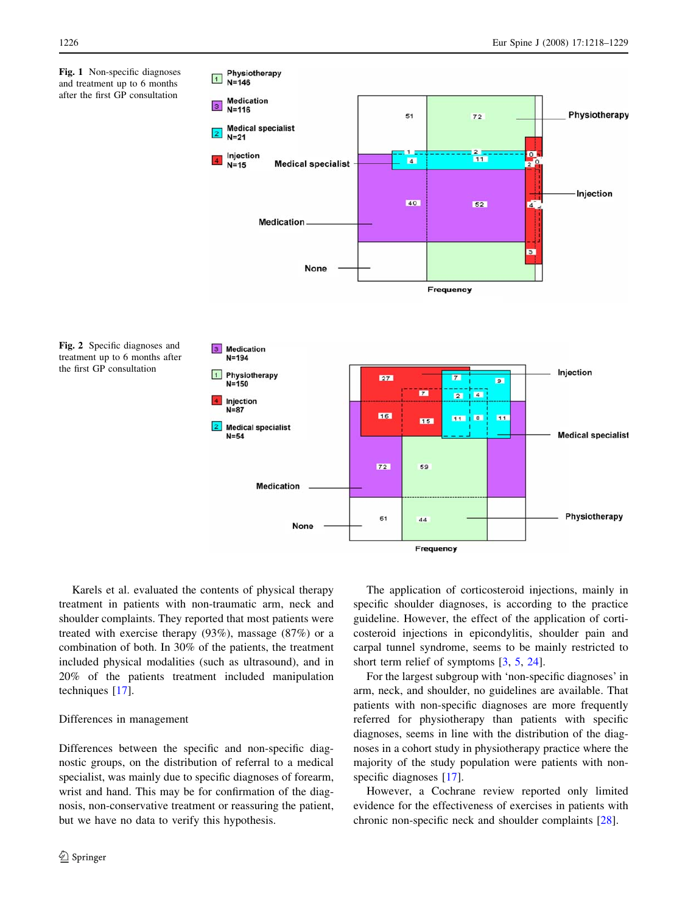**Fig. 1** Non-specific diagnoses and treatment up to 6 months after the first GP consultation

**Fig. 2** Specific diagnoses and treatment up to 6 months after the first GP consultation

Karels et al. evaluated the contents of physical therapy treatment in patients with non-traumatic arm, neck and shoulder complaints. They reported that most patients were treated with exercise therapy (93%), massage (87%) or a combination of both. In 30% of the patients, the treatment included physical modalities (such as ultrasound), and in 20% of the patients treatment included manipulation techniques [17].

Differences in management

Differences between the specific and non-specific diagnostic groups, on the distribution of referral to a medical specialist, was mainly due to specific diagnoses of forearm, wrist and hand. This may be for confirmation of the diagnosis, non-conservative treatment or reassuring the patient, but we have no data to verify this hypothesis.

The application of corticosteroid injections, mainly in specific shoulder diagnoses, is according to the practice guideline. However, the effect of the application of corticosteroid injections in epicondylitis, shoulder pain and carpal tunnel syndrome, seems to be mainly restricted to short term relief of symptoms [3, 5, 24].

For the largest subgroup with 'non-specific diagnoses' in arm, neck, and shoulder, no guidelines are available. That patients with non-specific diagnoses are more frequently referred for physiotherapy than patients with specific diagnoses, seems in line with the distribution of the diagnoses in a cohort study in physiotherapy practice where the majority of the study population were patients with non-specific diagnoses [17].

However, a Cochrane review reported only limited evidence for the effectiveness of exercises in patients with chronic non-specific neck and shoulder complaints [28].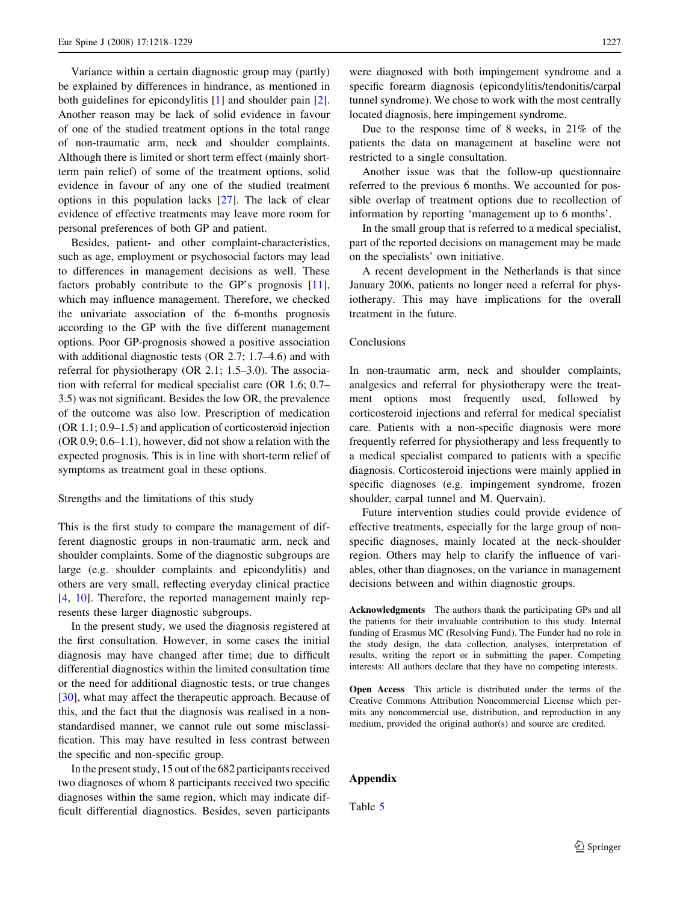Variance within a certain diagnostic group may (partly) be explained by differences in hindrance, as mentioned in both guidelines for epicondylitis [1] and shoulder pain [2]. Another reason may be lack of solid evidence in favour of one of the studied treatment options in the total range of non-traumatic arm, neck and shoulder complaints. Although there is limited or short term effect (mainly short-term pain relief) of some of the treatment options, solid evidence in favour of any one of the studied treatment options in this population lacks [27]. The lack of clear evidence of effective treatments may leave more room for personal preferences of both GP and patient.

Besides, patient- and other complaint-characteristics, such as age, employment or psychosocial factors may lead to differences in management decisions as well. These factors probably contribute to the GP's prognosis [11], which may influence management. Therefore, we checked the univariate association of the 6-months prognosis according to the GP with the five different management options. Poor GP-prognosis showed a positive association with additional diagnostic tests (OR 2.7; 1.7–4.6) and with referral for physiotherapy (OR 2.1; 1.5–3.0). The association with referral for medical specialist care (OR 1.6; 0.7–3.5) was not significant. Besides the low OR, the prevalence of the outcome was also low. Prescription of medication (OR 1.1; 0.9–1.5) and application of corticosteroid injection (OR 0.9; 0.6–1.1), however, did not show a relation with the expected prognosis. This is in line with short-term relief of symptoms as treatment goal in these options.

## Strengths and the limitations of this study

This is the first study to compare the management of different diagnostic groups in non-traumatic arm, neck and shoulder complaints. Some of the diagnostic subgroups are large (e.g. shoulder complaints and epicondylitis) and others are very small, reflecting everyday clinical practice [4, 10]. Therefore, the reported management mainly represents these larger diagnostic subgroups.

In the present study, we used the diagnosis registered at the first consultation. However, in some cases the initial diagnosis may have changed after time; due to difficult differential diagnostics within the limited consultation time or the need for additional diagnostic tests, or true changes [30], what may affect the therapeutic approach. Because of this, and the fact that the diagnosis was realised in a non-standardised manner, we cannot rule out some misclassification. This may have resulted in less contrast between the specific and non-specific group.

In the present study, 15 out of the 682 participants received two diagnoses of whom 8 participants received two specific diagnoses within the same region, which may indicate difficult differential diagnostics. Besides, seven participants were diagnosed with both impingement syndrome and a specific forearm diagnosis (epicondylitis/tendonitis/carpal tunnel syndrome). We chose to work with the most centrally located diagnosis, here impingement syndrome.

Due to the response time of 8 weeks, in 21% of the patients the data on management at baseline were not restricted to a single consultation.

Another issue was that the follow-up questionnaire referred to the previous 6 months. We accounted for possible overlap of treatment options due to recollection of information by reporting 'management up to 6 months'.

In the small group that is referred to a medical specialist, part of the reported decisions on management may be made on the specialists' own initiative.

A recent development in the Netherlands is that since January 2006, patients no longer need a referral for physiotherapy. This may have implications for the overall treatment in the future.

## Conclusions

In non-traumatic arm, neck and shoulder complaints, analgesics and referral for physiotherapy were the treatment options most frequently used, followed by corticosteroid injections and referral for medical specialist care. Patients with a non-specific diagnosis were more frequently referred for physiotherapy and less frequently to a medical specialist compared to patients with a specific diagnosis. Corticosteroid injections were mainly applied in specific diagnoses (e.g. impingement syndrome, frozen shoulder, carpal tunnel and M. Quervain).

Future intervention studies could provide evidence of effective treatments, especially for the large group of non-specific diagnoses, mainly located at the neck-shoulder region. Others may help to clarify the influence of variables, other than diagnoses, on the variance in management decisions between and within diagnostic groups.

**Acknowledgments** The authors thank the participating GPs and all the patients for their invaluable contribution to this study. Internal funding of Erasmus MC (Resolving Fund). The Funder had no role in the study design, the data collection, analyses, interpretation of results, writing the report or in submitting the paper. Competing interests: All authors declare that they have no competing interests.

**Open Access** This article is distributed under the terms of the Creative Commons Attribution Noncommercial License which permits any noncommercial use, distribution, and reproduction in any medium, provided the original author(s) and source are credited.

## Appendix

Table 5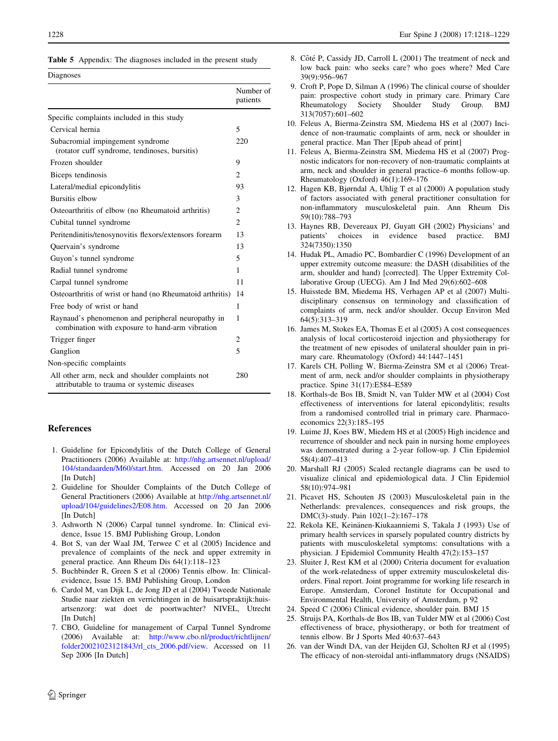**Table 5** Appendix: The diagnoses included in the present study

| Diagnoses | Number of patients |
|---|---|
| Specific complaints included in this study | |
| Cervical hernia | 5 |
| Subacromial impingement syndrome (rotator cuff syndrome, tendinoses, bursitis) | 220 |
| Frozen shoulder | 9 |
| Biceps tendinosis | 2 |
| Lateral/medial epicondylitis | 93 |
| Bursitis elbow | 3 |
| Osteoarthritis of elbow (no Rheumatoid arthritis) | 2 |
| Cubital tunnel syndrome | 2 |
| Peritendinitis/tenosynovitis flexors/extensors forearm | 13 |
| Quervain's syndrome | 13 |
| Guyon's tunnel syndrome | 5 |
| Radial tunnel syndrome | 1 |
| Carpal tunnel syndrome | 11 |
| Osteoarthritis of wrist or hand (no Rheumatoid arthritis) | 14 |
| Free body of wrist or hand | 1 |
| Raynaud's phenomenon and peripheral neuropathy in combination with exposure to hand-arm vibration | 1 |
| Trigger finger | 2 |
| Ganglion | 5 |
| Non-specific complaints | |
| All other arm, neck and shoulder complaints not attributable to trauma or systemic diseases | 280 |

## References

1. Guideline for Epicondylitis of the Dutch College of General Practitioners (2006) Available at: http://nhg.artsennet.nl/upload/104/standaarden/M60/start.htm. Accessed on 20 Jan 2006 [In Dutch]
2. Guideline for Shoulder Complaints of the Dutch College of General Practitioners (2006) Available at http://nhg.artsennet.nl/upload/104/guidelines2/E08.htm. Accessed on 20 Jan 2006 [In Dutch]
3. Ashworth N (2006) Carpal tunnel syndrome. In: Clinical evidence, Issue 15. BMJ Publishing Group, London
4. Bot S, van der Waal JM, Terwee C et al (2005) Incidence and prevalence of complaints of the neck and upper extremity in general practice. Ann Rheum Dis 64(1):118–123
5. Buchbinder R, Green S et al (2006) Tennis elbow. In: Clinical-evidence, Issue 15. BMJ Publishing Group, London
6. Cardol M, van Dijk L, de Jong JD et al (2004) Tweede Nationale Studie naar ziekten en verrichtingen in de huisartspraktijk:huisartsenzorg: wat doet de poortwachter? NIVEL, Utrecht [In Dutch]
7. CBO, Guideline for management of Carpal Tunnel Syndrome (2006) Available at: http://www.cbo.nl/product/richtlijnen/folder20021023121843/rl_cts_2006.pdf/view. Accessed on 11 Sep 2006 [In Dutch]
8. Côté P, Cassidy JD, Carroll L (2001) The treatment of neck and low back pain: who seeks care? who goes where? Med Care 39(9):956–967
9. Croft P, Pope D, Silman A (1996) The clinical course of shoulder pain: prospective cohort study in primary care. Primary Care Rheumatology Society Shoulder Study Group. BMJ 313(7057):601–602
10. Feleus A, Bierma-Zeinstra SM, Miedema HS et al (2007) Incidence of non-traumatic complaints of arm, neck or shoulder in general practice. Man Ther [Epub ahead of print]
11. Feleus A, Bierma-Zeinstra SM, Miedema HS et al (2007) Prognostic indicators for non-recovery of non-traumatic complaints at arm, neck and shoulder in general practice–6 months follow-up. Rheumatology (Oxford) 46(1):169–176
12. Hagen KB, Bjørndal A, Uhlig T et al (2000) A population study of factors associated with general practitioner consultation for non-inflammatory musculoskeletal pain. Ann Rheum Dis 59(10):788–793
13. Haynes RB, Devereaux PJ, Guyatt GH (2002) Physicians' and patients' choices in evidence based practice. BMJ 324(7350):1350
14. Hudak PL, Amadio PC, Bombardier C (1996) Development of an upper extremity outcome measure: the DASH (disabilities of the arm, shoulder and hand) [corrected]. The Upper Extremity Collaborative Group (UECG). Am J Ind Med 29(6):602–608
15. Huisstede BM, Miedema HS, Verhagen AP et al (2007) Multidisciplinary consensus on terminology and classification of complaints of arm, neck and/or shoulder. Occup Environ Med 64(5):313–319
16. James M, Stokes EA, Thomas E et al (2005) A cost consequences analysis of local corticosteroid injection and physiotherapy for the treatment of new episodes of unilateral shoulder pain in primary care. Rheumatology (Oxford) 44:1447–1451
17. Karels CH, Polling W, Bierma-Zeinstra SM et al (2006) Treatment of arm, neck and/or shoulder complaints in physiotherapy practice. Spine 31(17):E584–E589
18. Korthals-de Bos IB, Smidt N, van Tulder MW et al (2004) Cost effectiveness of interventions for lateral epicondylitis; results from a randomised controlled trial in primary care. Pharmacoeconomics 22(3):185–195
19. Luime JJ, Koes BW, Miedem HS et al (2005) High incidence and recurrence of shoulder and neck pain in nursing home employees was demonstrated during a 2-year follow-up. J Clin Epidemiol 58(4):407–413
20. Marshall RJ (2005) Scaled rectangle diagrams can be used to visualize clinical and epidemiological data. J Clin Epidemiol 58(10):974–981
21. Picavet HS, Schouten JS (2003) Musculoskeletal pain in the Netherlands: prevalences, consequences and risk groups, the DMC(3)-study. Pain 102(1–2):167–178
22. Rekola KE, Keinänen-Kiukaanniemi S, Takala J (1993) Use of primary health services in sparsely populated country districts by patients with musculoskeletal symptoms: consultations with a physician. J Epidemiol Community Health 47(2):153–157
23. Sluiter J, Rest KM et al (2000) Criteria document for evaluation of the work-relatedness of upper extremity musculoskeletal disorders. Final report. Joint programme for working life research in Europe. Amsterdam, Coronel Institute for Occupational and Environmental Health, University of Amsterdam, p 92
24. Speed C (2006) Clinical evidence, shoulder pain. BMJ 15
25. Struijs PA, Korthals-de Bos IB, van Tulder MW et al (2006) Cost effectiveness of brace, physiotherapy, or both for treatment of tennis elbow. Br J Sports Med 40:637–643
26. van der Windt DA, van der Heijden GJ, Scholten RJ et al (1995) The efficacy of non-steroidal anti-inflammatory drugs (NSAIDS)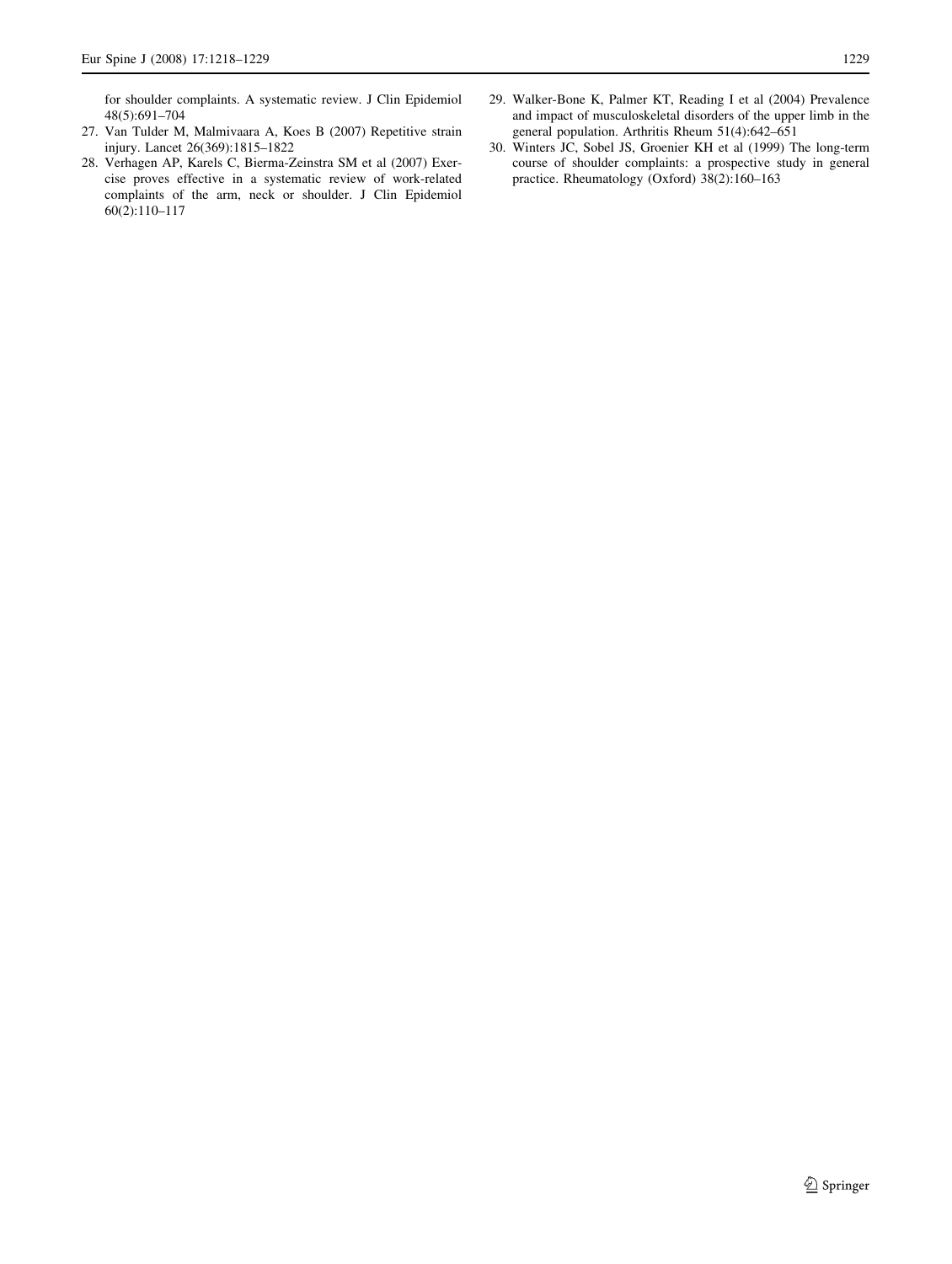for shoulder complaints. A systematic review. J Clin Epidemiol 48(5):691–704

27. Van Tulder M, Malmivaara A, Koes B (2007) Repetitive strain injury. Lancet 26(369):1815–1822
28. Verhagen AP, Karels C, Bierma-Zeinstra SM et al (2007) Exercise proves effective in a systematic review of work-related complaints of the arm, neck or shoulder. J Clin Epidemiol 60(2):110–117
29. Walker-Bone K, Palmer KT, Reading I et al (2004) Prevalence and impact of musculoskeletal disorders of the upper limb in the general population. Arthritis Rheum 51(4):642–651
30. Winters JC, Sobel JS, Groenier KH et al (1999) The long-term course of shoulder complaints: a prospective study in general practice. Rheumatology (Oxford) 38(2):160–163